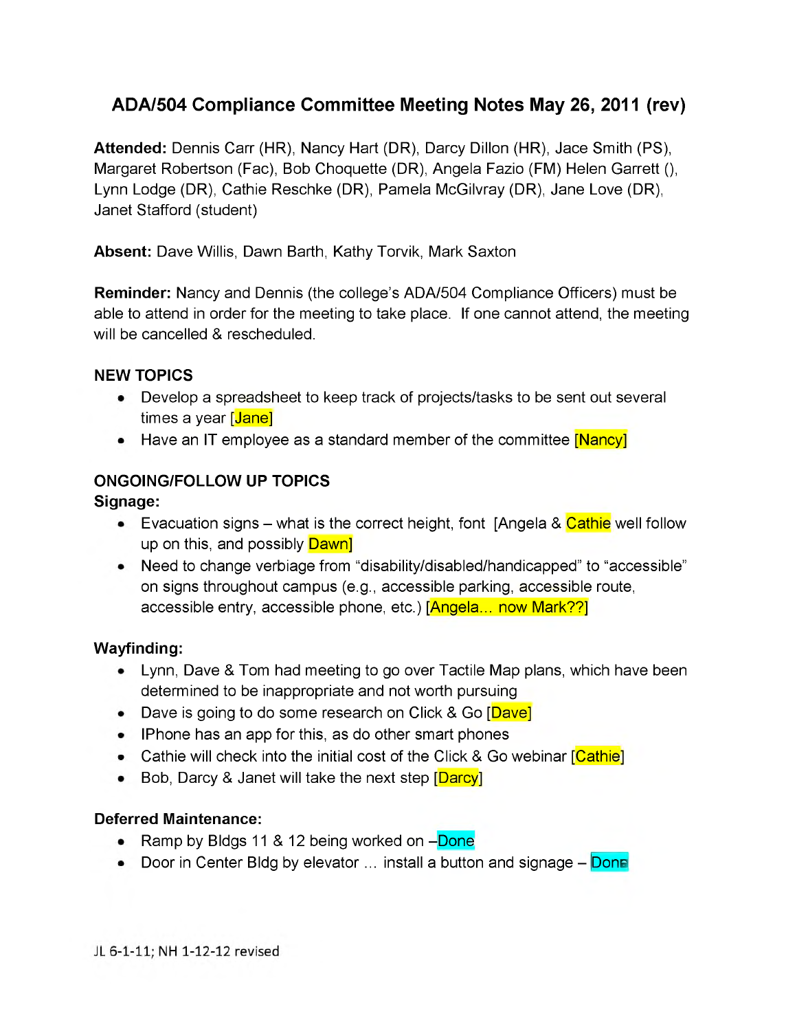# ADA/504 Compliance Committee Meeting Notes May 26, 2011 (rev)

**Attended:** Dennis Carr (HR), Nancy Hart (DR), Darcy Dillon (HR), Jace Smith (PS), Margaret Robertson (Fac), Bob Choquette (DR), Angela Fazio (FM) Helen Garrett (), Lynn Lodge (DR), Cathie Reschke (DR), Pamela McGilvray (DR), Jane Love (DR), Janet Stafford (student)

**Absent:** Dave Willis, Dawn Barth, Kathy Torvik, Mark Saxton

**Reminder:** Nancy and Dennis (the college's ADA/504 Compliance Officers) must be able to attend in order for the meeting to take place. If one cannot attend, the meeting will be cancelled & rescheduled.

### NEW TOPICS

- Develop a spreadsheet to keep track of projects/tasks to be sent out several times a year [Jane]
- Have an IT employee as a standard member of the committee [Nancy]

### ONGOING/FOLLOW UP TOPICS

**Signage:**

- Evacuation signs – what is the correct height, font [Angela & Cathie well follow up on this, and possibly Dawn]
- Need to change verbiage from "disability/disabled/handicapped" to "accessible" on signs throughout campus (e.g., accessible parking, accessible route, accessible entry, accessible phone, etc.) [Angela… now Mark??]

**Wayfinding:**

- Lynn, Dave & Tom had meeting to go over Tactile Map plans, which have been determined to be inappropriate and not worth pursuing
- Dave is going to do some research on Click & Go [Dave]
- IPhone has an app for this, as do other smart phones
- Cathie will check into the initial cost of the Click & Go webinar [Cathie]
- Bob, Darcy & Janet will take the next step [Darcy]

**Deferred Maintenance:**

- Ramp by Bldgs 11 & 12 being worked on –Done
- Door in Center Bldg by elevator … install a button and signage – Done

JL 6-1-11; NH 1-12-12 revised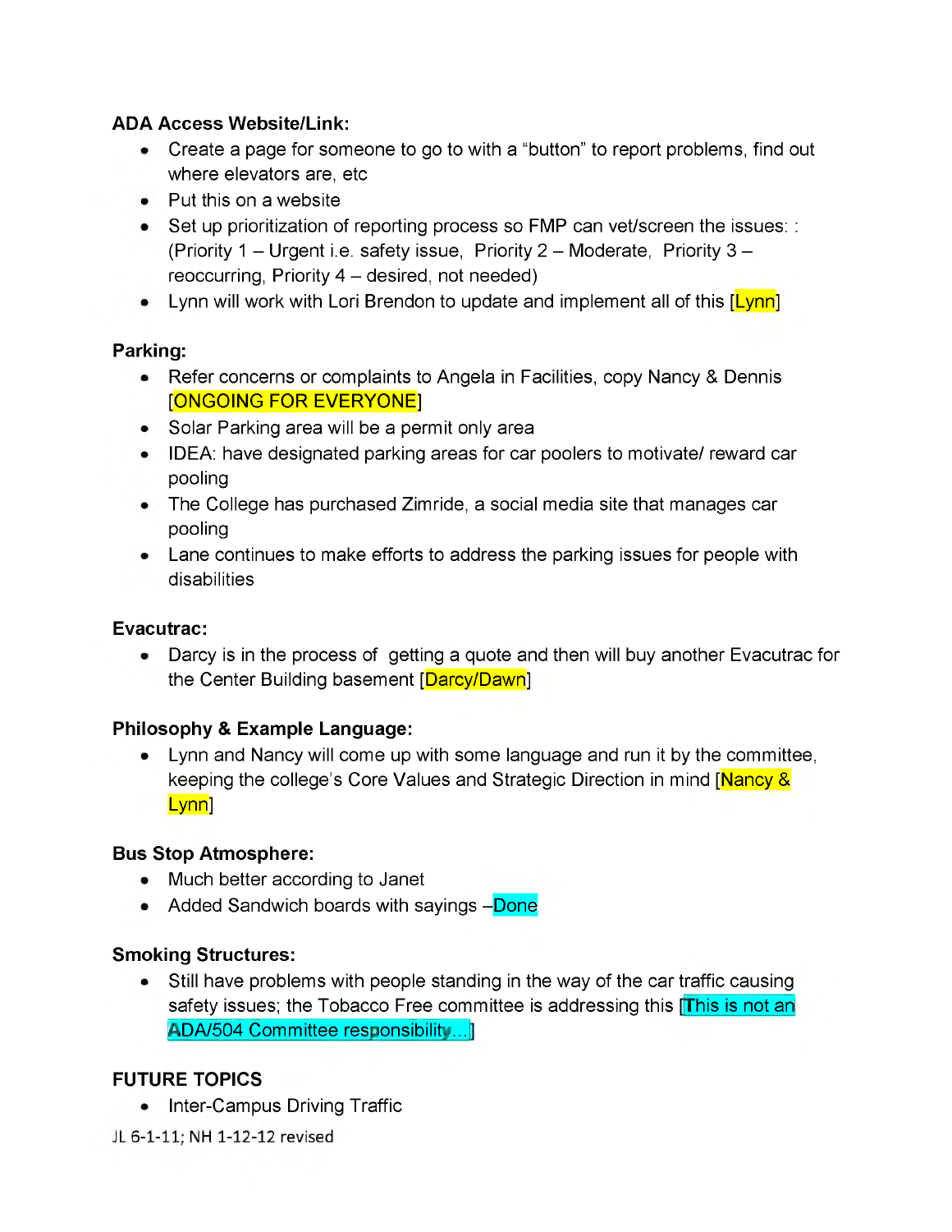**ADA Access Website/Link:**

- Create a page for someone to go to with a "button" to report problems, find out where elevators are, etc
- Put this on a website
- Set up prioritization of reporting process so FMP can vet/screen the issues: : (Priority 1 – Urgent i.e. safety issue, Priority 2 – Moderate, Priority 3 – reoccurring, Priority 4 – desired, not needed)
- Lynn will work with Lori Brendon to update and implement all of this [Lynn]

**Parking:**

- Refer concerns or complaints to Angela in Facilities, copy Nancy & Dennis [ONGOING FOR EVERYONE]
- Solar Parking area will be a permit only area
- IDEA: have designated parking areas for car poolers to motivate/ reward car pooling
- The College has purchased Zimride, a social media site that manages car pooling
- Lane continues to make efforts to address the parking issues for people with disabilities

**Evacutrac:**

- Darcy is in the process of getting a quote and then will buy another Evacutrac for the Center Building basement [Darcy/Dawn]

**Philosophy & Example Language:**

- Lynn and Nancy will come up with some language and run it by the committee, keeping the college's Core Values and Strategic Direction in mind [Nancy & Lynn]

**Bus Stop Atmosphere:**

- Much better according to Janet
- Added Sandwich boards with sayings –Done

**Smoking Structures:**

- Still have problems with people standing in the way of the car traffic causing safety issues; the Tobacco Free committee is addressing this [This is not an ADA/504 Committee responsibility...]

**FUTURE TOPICS**

- Inter-Campus Driving Traffic

JL 6-1-11; NH 1-12-12 revised